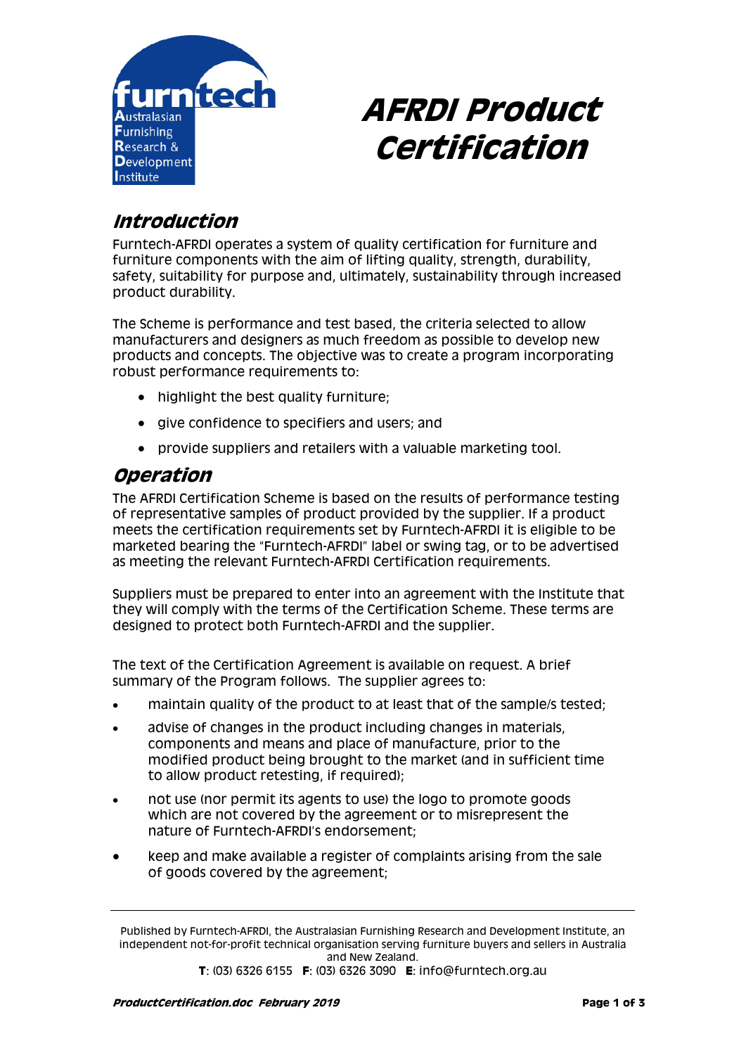# AFRDI Product Certification

## Introduction

Furntech-AFRDI operates a system of quality certification for furniture and furniture components with the aim of lifting quality, strength, durability, safety, suitability for purpose and, ultimately, sustainability through increased product durability.

The Scheme is performance and test based, the criteria selected to allow manufacturers and designers as much freedom as possible to develop new products and concepts. The objective was to create a program incorporating robust performance requirements to:

- highlight the best quality furniture;
- give confidence to specifiers and users; and
- provide suppliers and retailers with a valuable marketing tool.

## Operation

The AFRDI Certification Scheme is based on the results of performance testing of representative samples of product provided by the supplier. If a product meets the certification requirements set by Furntech-AFRDI it is eligible to be marketed bearing the "Furntech-AFRDI" label or swing tag, or to be advertised as meeting the relevant Furntech-AFRDI Certification requirements.

Suppliers must be prepared to enter into an agreement with the Institute that they will comply with the terms of the Certification Scheme. These terms are designed to protect both Furntech-AFRDI and the supplier.

The text of the Certification Agreement is available on request. A brief summary of the Program follows. The supplier agrees to:

- maintain quality of the product to at least that of the sample/s tested;
- advise of changes in the product including changes in materials, components and means and place of manufacture, prior to the modified product being brought to the market (and in sufficient time to allow product retesting, if required);
- not use (nor permit its agents to use) the logo to promote goods which are not covered by the agreement or to misrepresent the nature of Furntech-AFRDI's endorsement;
- keep and make available a register of complaints arising from the sale of goods covered by the agreement;

Published by Furntech-AFRDI, the Australasian Furnishing Research and Development Institute, an independent not-for-profit technical organisation serving furniture buyers and sellers in Australia and New Zealand.
**T**: (03) 6326 6155 **F**: (03) 6326 3090 **E**: info@furntech.org.au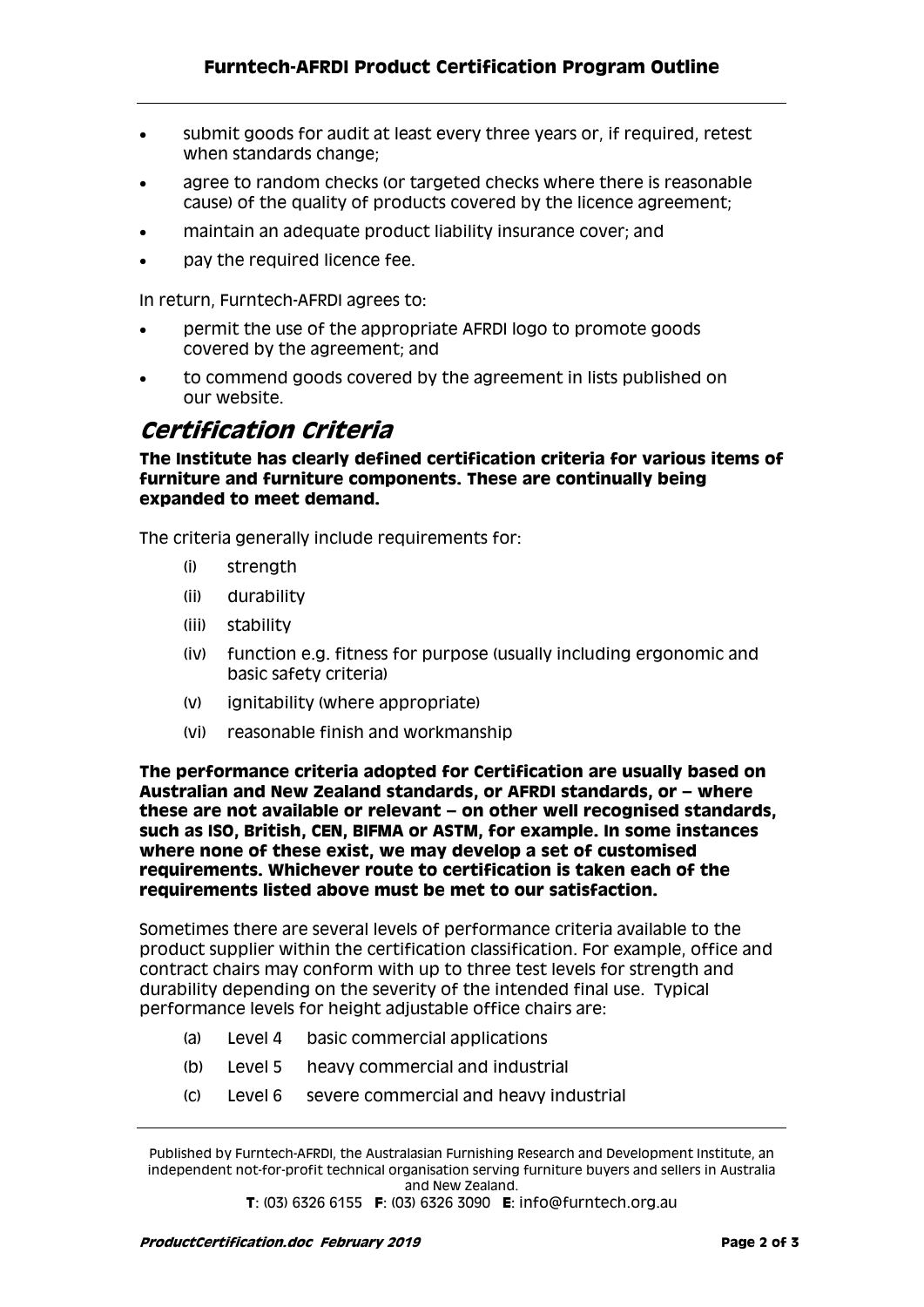- submit goods for audit at least every three years or, if required, retest when standards change;
- agree to random checks (or targeted checks where there is reasonable cause) of the quality of products covered by the licence agreement;
- maintain an adequate product liability insurance cover; and
- pay the required licence fee.

In return, Furntech-AFRDI agrees to:

- permit the use of the appropriate AFRDI logo to promote goods covered by the agreement; and
- to commend goods covered by the agreement in lists published on our website.

## *Certification Criteria*

**The Institute has clearly defined certification criteria for various items of furniture and furniture components. These are continually being expanded to meet demand.**

The criteria generally include requirements for:

(i) strength

(ii) durability

(iii) stability

(iv) function e.g. fitness for purpose (usually including ergonomic and basic safety criteria)

(v) ignitability (where appropriate)

(vi) reasonable finish and workmanship

**The performance criteria adopted for Certification are usually based on Australian and New Zealand standards, or AFRDI standards, or – where these are not available or relevant – on other well recognised standards, such as ISO, British, CEN, BIFMA or ASTM, for example. In some instances where none of these exist, we may develop a set of customised requirements. Whichever route to certification is taken each of the requirements listed above must be met to our satisfaction.**

Sometimes there are several levels of performance criteria available to the product supplier within the certification classification. For example, office and contract chairs may conform with up to three test levels for strength and durability depending on the severity of the intended final use. Typical performance levels for height adjustable office chairs are:

(a) Level 4 basic commercial applications

(b) Level 5 heavy commercial and industrial

(c) Level 6 severe commercial and heavy industrial

Published by Furntech-AFRDI, the Australasian Furnishing Research and Development Institute, an independent not-for-profit technical organisation serving furniture buyers and sellers in Australia and New Zealand.

**T**: (03) 6326 6155 **F**: (03) 6326 3090 **E**: info@furntech.org.au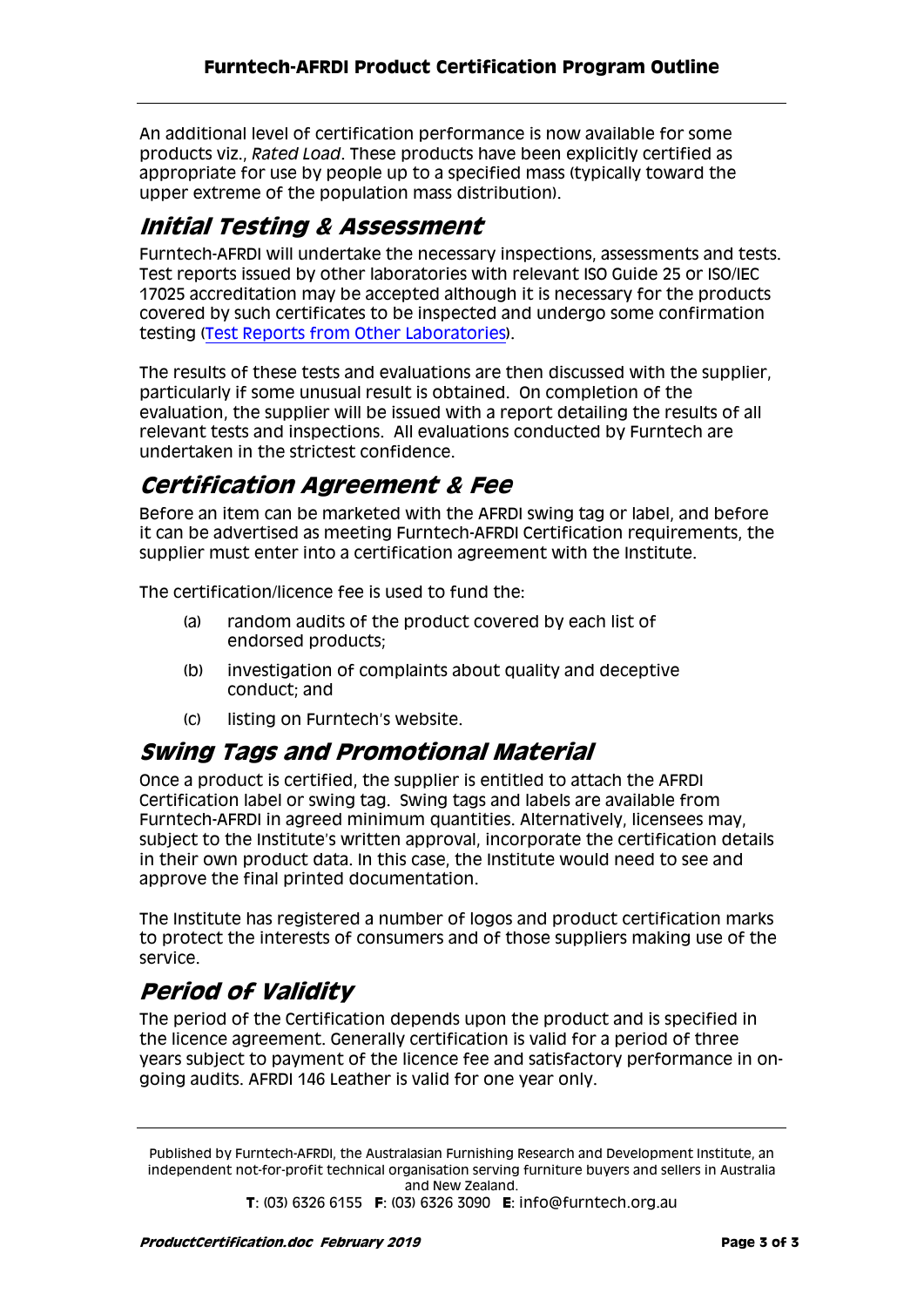An additional level of certification performance is now available for some products viz., *Rated Load*. These products have been explicitly certified as appropriate for use by people up to a specified mass (typically toward the upper extreme of the population mass distribution).

## Initial Testing & Assessment

Furntech-AFRDI will undertake the necessary inspections, assessments and tests. Test reports issued by other laboratories with relevant ISO Guide 25 or ISO/IEC 17025 accreditation may be accepted although it is necessary for the products covered by such certificates to be inspected and undergo some confirmation testing (Test Reports from Other Laboratories).

The results of these tests and evaluations are then discussed with the supplier, particularly if some unusual result is obtained. On completion of the evaluation, the supplier will be issued with a report detailing the results of all relevant tests and inspections. All evaluations conducted by Furntech are undertaken in the strictest confidence.

## Certification Agreement & Fee

Before an item can be marketed with the AFRDI swing tag or label, and before it can be advertised as meeting Furntech-AFRDI Certification requirements, the supplier must enter into a certification agreement with the Institute.

The certification/licence fee is used to fund the:

(a) random audits of the product covered by each list of endorsed products;

(b) investigation of complaints about quality and deceptive conduct; and

(c) listing on Furntech's website.

## Swing Tags and Promotional Material

Once a product is certified, the supplier is entitled to attach the AFRDI Certification label or swing tag. Swing tags and labels are available from Furntech-AFRDI in agreed minimum quantities. Alternatively, licensees may, subject to the Institute's written approval, incorporate the certification details in their own product data. In this case, the Institute would need to see and approve the final printed documentation.

The Institute has registered a number of logos and product certification marks to protect the interests of consumers and of those suppliers making use of the service.

## Period of Validity

The period of the Certification depends upon the product and is specified in the licence agreement. Generally certification is valid for a period of three years subject to payment of the licence fee and satisfactory performance in on-going audits. AFRDI 146 Leather is valid for one year only.

Published by Furntech-AFRDI, the Australasian Furnishing Research and Development Institute, an independent not-for-profit technical organisation serving furniture buyers and sellers in Australia and New Zealand.

**T**: (03) 6326 6155 **F**: (03) 6326 3090 **E**: info@furntech.org.au